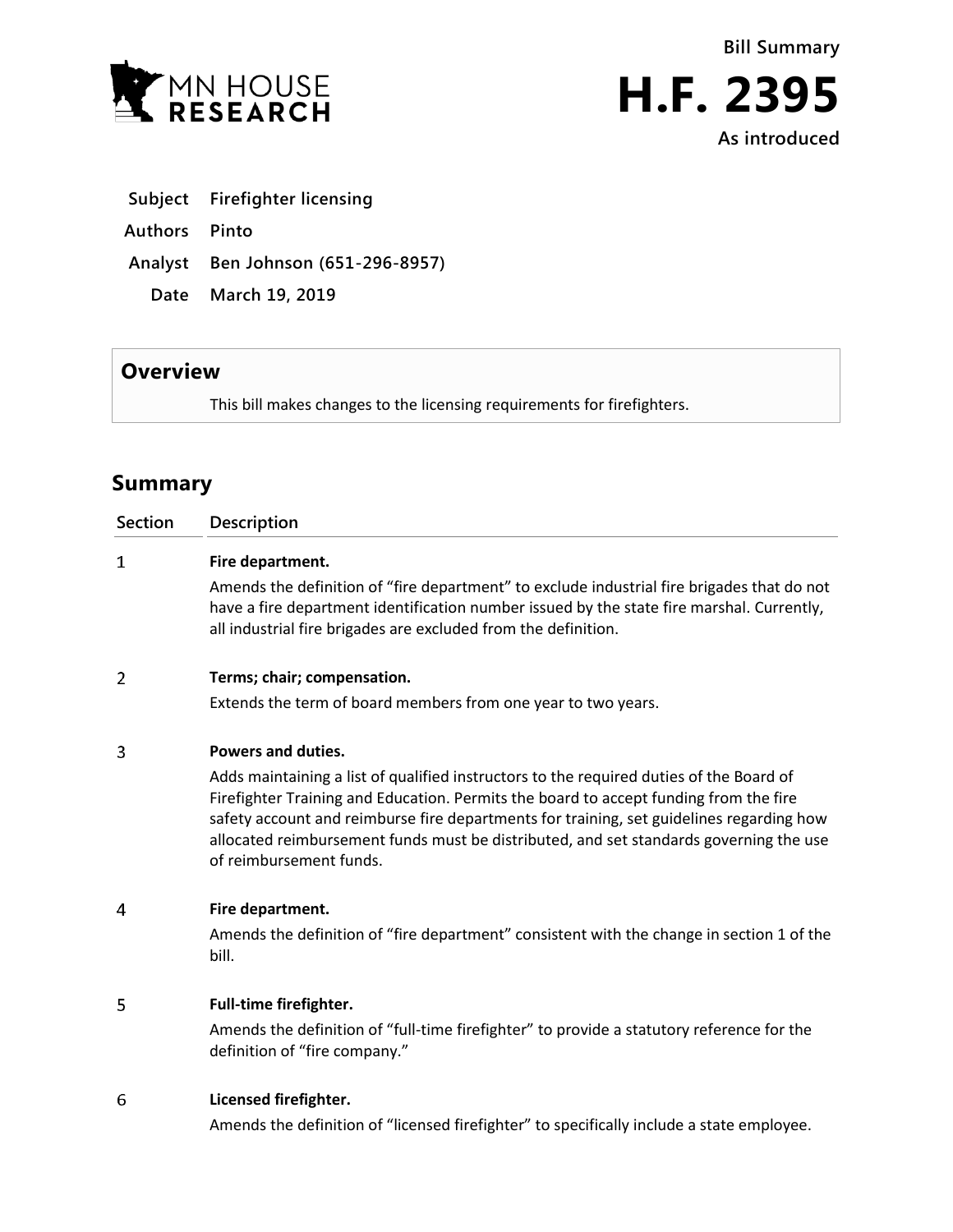MN HOUSE RESEARCH

Bill Summary

# H.F. 2395

As introduced

**Subject** Firefighter licensing

**Authors** Pinto

**Analyst** Ben Johnson (651-296-8957)

**Date** March 19, 2019

## Overview

This bill makes changes to the licensing requirements for firefighters.

## Summary

| Section | Description |
|---|---|
| 1 | **Fire department.**<br>Amends the definition of "fire department" to exclude industrial fire brigades that do not have a fire department identification number issued by the state fire marshal. Currently, all industrial fire brigades are excluded from the definition. |
| 2 | **Terms; chair; compensation.**<br>Extends the term of board members from one year to two years. |
| 3 | **Powers and duties.**<br>Adds maintaining a list of qualified instructors to the required duties of the Board of Firefighter Training and Education. Permits the board to accept funding from the fire safety account and reimburse fire departments for training, set guidelines regarding how allocated reimbursement funds must be distributed, and set standards governing the use of reimbursement funds. |
| 4 | **Fire department.**<br>Amends the definition of "fire department" consistent with the change in section 1 of the bill. |
| 5 | **Full-time firefighter.**<br>Amends the definition of "full-time firefighter" to provide a statutory reference for the definition of "fire company." |
| 6 | **Licensed firefighter.**<br>Amends the definition of "licensed firefighter" to specifically include a state employee. |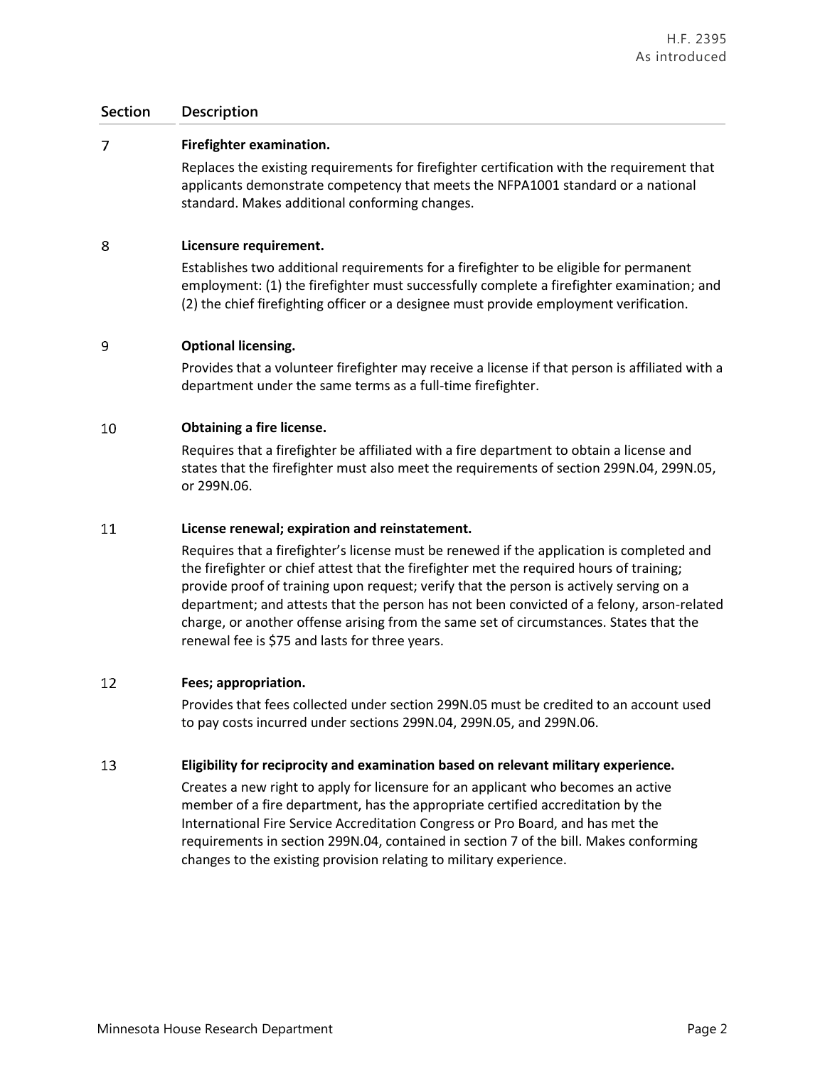| Section | Description |
|---|---|
| 7 | **Firefighter examination.**<br>Replaces the existing requirements for firefighter certification with the requirement that applicants demonstrate competency that meets the NFPA1001 standard or a national standard. Makes additional conforming changes. |
| 8 | **Licensure requirement.**<br>Establishes two additional requirements for a firefighter to be eligible for permanent employment: (1) the firefighter must successfully complete a firefighter examination; and (2) the chief firefighting officer or a designee must provide employment verification. |
| 9 | **Optional licensing.**<br>Provides that a volunteer firefighter may receive a license if that person is affiliated with a department under the same terms as a full-time firefighter. |
| 10 | **Obtaining a fire license.**<br>Requires that a firefighter be affiliated with a fire department to obtain a license and states that the firefighter must also meet the requirements of section 299N.04, 299N.05, or 299N.06. |
| 11 | **License renewal; expiration and reinstatement.**<br>Requires that a firefighter's license must be renewed if the application is completed and the firefighter or chief attest that the firefighter met the required hours of training; provide proof of training upon request; verify that the person is actively serving on a department; and attests that the person has not been convicted of a felony, arson-related charge, or another offense arising from the same set of circumstances. States that the renewal fee is $75 and lasts for three years. |
| 12 | **Fees; appropriation.**<br>Provides that fees collected under section 299N.05 must be credited to an account used to pay costs incurred under sections 299N.04, 299N.05, and 299N.06. |
| 13 | **Eligibility for reciprocity and examination based on relevant military experience.**<br>Creates a new right to apply for licensure for an applicant who becomes an active member of a fire department, has the appropriate certified accreditation by the International Fire Service Accreditation Congress or Pro Board, and has met the requirements in section 299N.04, contained in section 7 of the bill. Makes conforming changes to the existing provision relating to military experience. |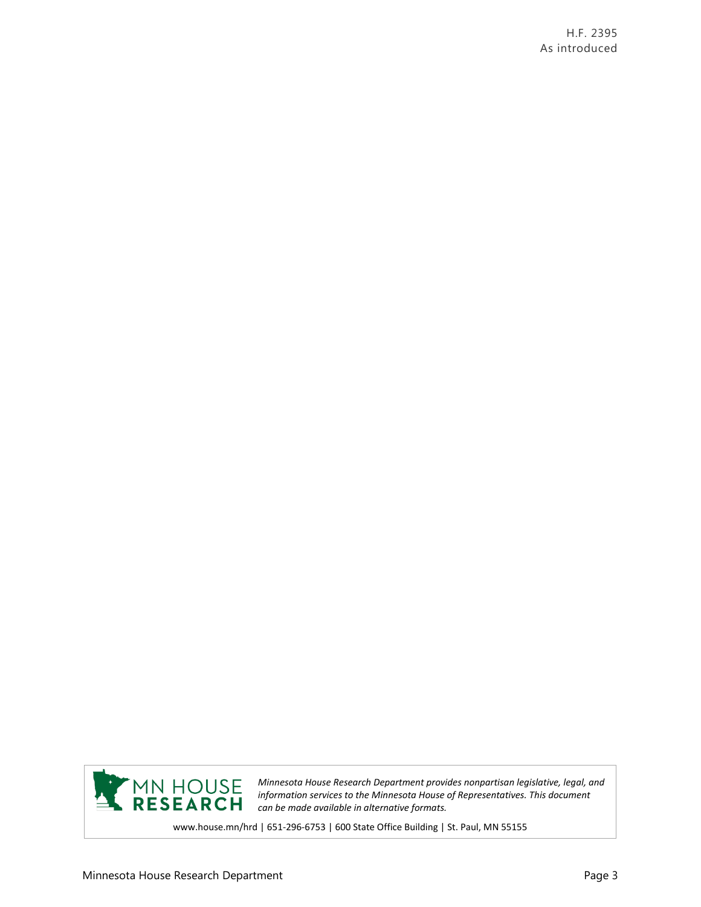MN HOUSE RESEARCH

*Minnesota House Research Department provides nonpartisan legislative, legal, and information services to the Minnesota House of Representatives. This document can be made available in alternative formats.*

www.house.mn/hrd | 651-296-6753 | 600 State Office Building | St. Paul, MN 55155